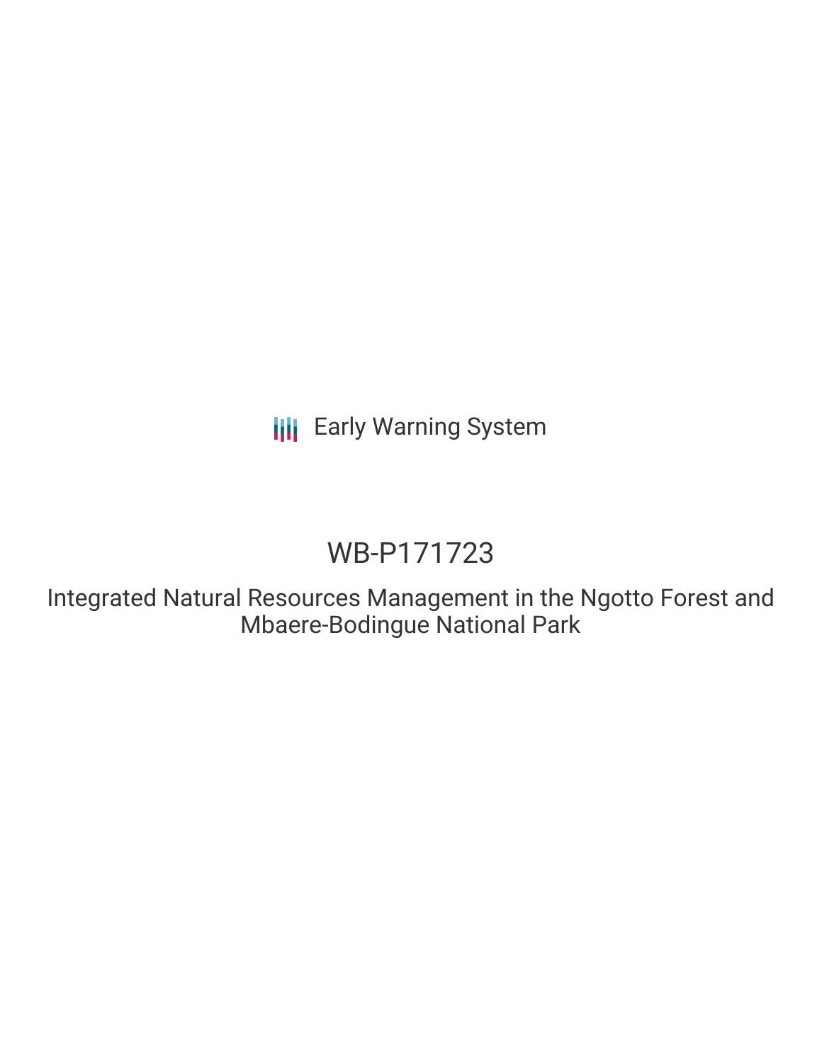Early Warning System

# WB-P171723

## Integrated Natural Resources Management in the Ngotto Forest and Mbaere-Bodingue National Park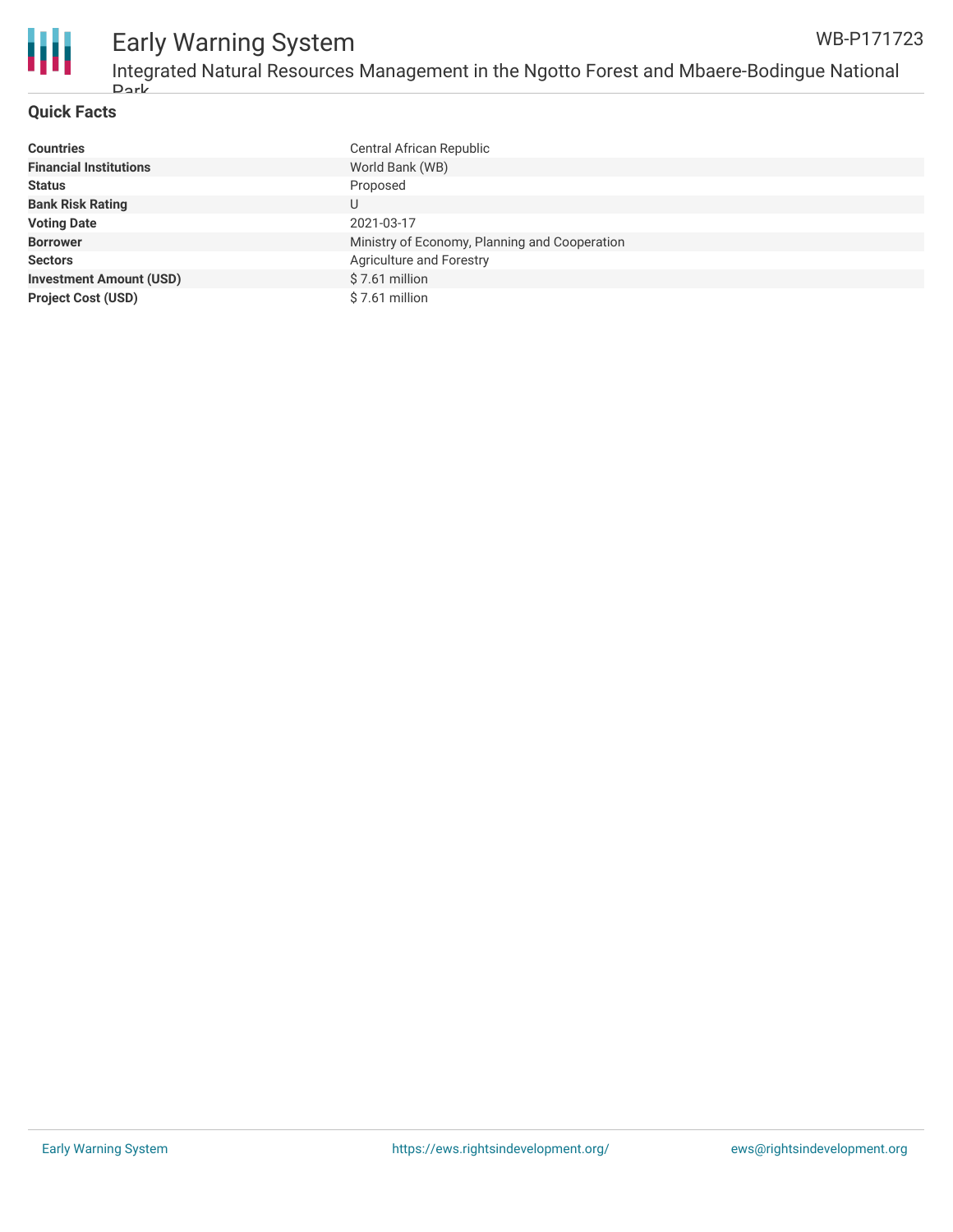## Quick Facts

| | |
|---|---|
| **Countries** | Central African Republic |
| **Financial Institutions** | World Bank (WB) |
| **Status** | Proposed |
| **Bank Risk Rating** | U |
| **Voting Date** | 2021-03-17 |
| **Borrower** | Ministry of Economy, Planning and Cooperation |
| **Sectors** | Agriculture and Forestry |
| **Investment Amount (USD)** | $ 7.61 million |
| **Project Cost (USD)** | $ 7.61 million |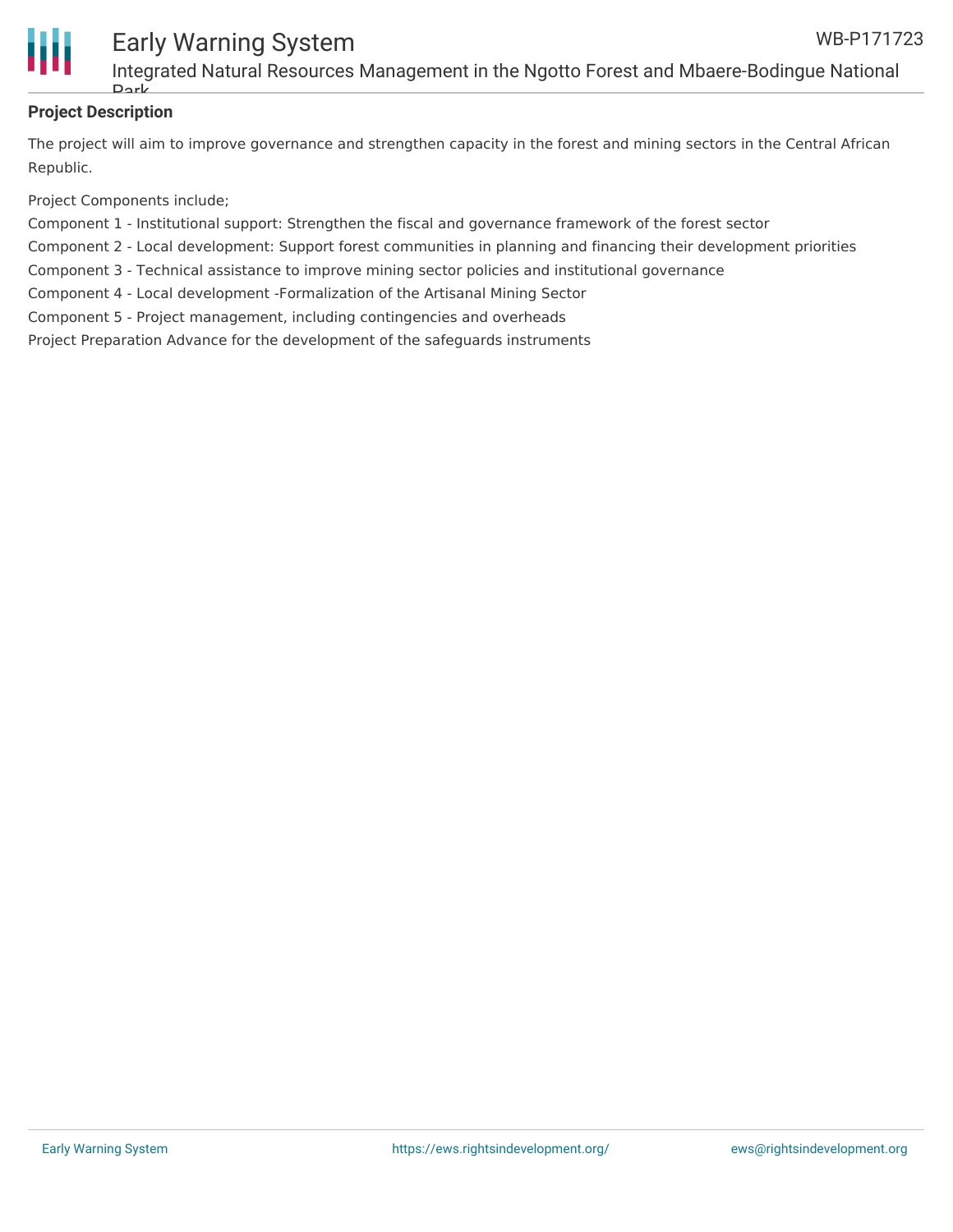**Project Description**

The project will aim to improve governance and strengthen capacity in the forest and mining sectors in the Central African Republic.

Project Components include;

Component 1 - Institutional support: Strengthen the fiscal and governance framework of the forest sector

Component 2 - Local development: Support forest communities in planning and financing their development priorities

Component 3 - Technical assistance to improve mining sector policies and institutional governance

Component 4 - Local development -Formalization of the Artisanal Mining Sector

Component 5 - Project management, including contingencies and overheads

Project Preparation Advance for the development of the safeguards instruments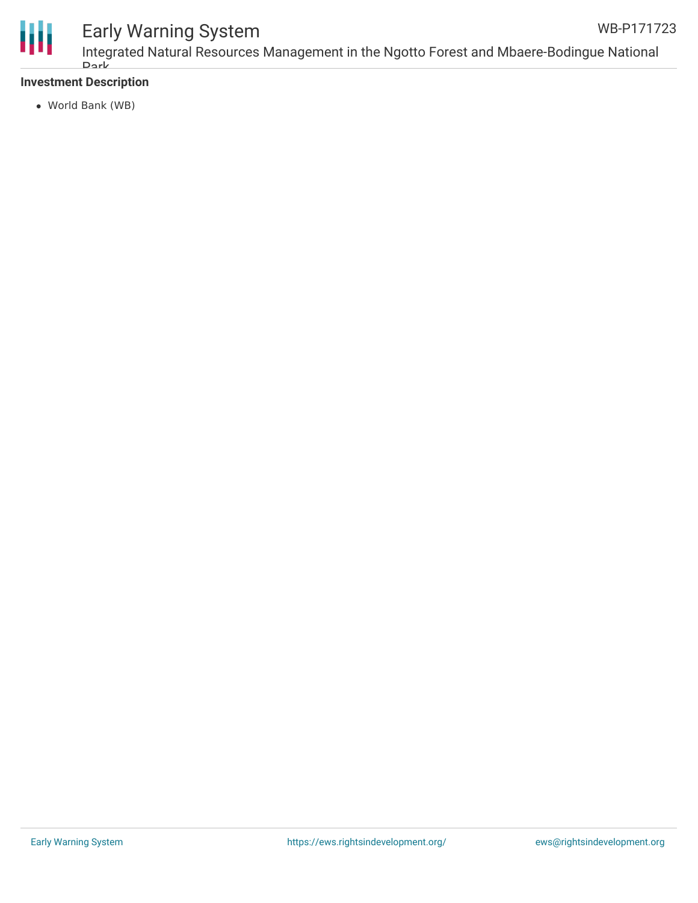**Investment Description**

- World Bank (WB)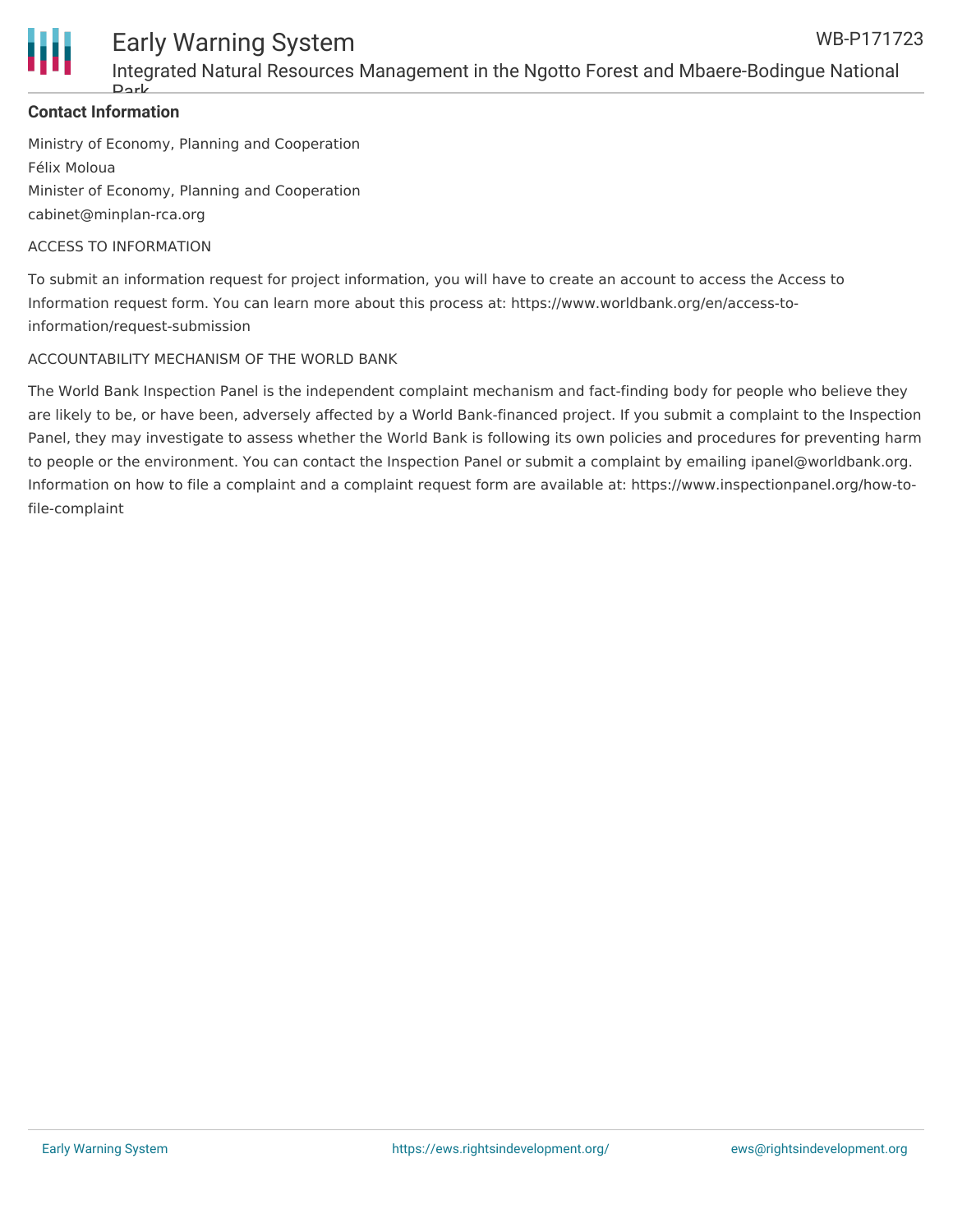**Contact Information**

Ministry of Economy, Planning and Cooperation
Félix Moloua
Minister of Economy, Planning and Cooperation
cabinet@minplan-rca.org

ACCESS TO INFORMATION

To submit an information request for project information, you will have to create an account to access the Access to Information request form. You can learn more about this process at: https://www.worldbank.org/en/access-to-information/request-submission

ACCOUNTABILITY MECHANISM OF THE WORLD BANK

The World Bank Inspection Panel is the independent complaint mechanism and fact-finding body for people who believe they are likely to be, or have been, adversely affected by a World Bank-financed project. If you submit a complaint to the Inspection Panel, they may investigate to assess whether the World Bank is following its own policies and procedures for preventing harm to people or the environment. You can contact the Inspection Panel or submit a complaint by emailing ipanel@worldbank.org. Information on how to file a complaint and a complaint request form are available at: https://www.inspectionpanel.org/how-to-file-complaint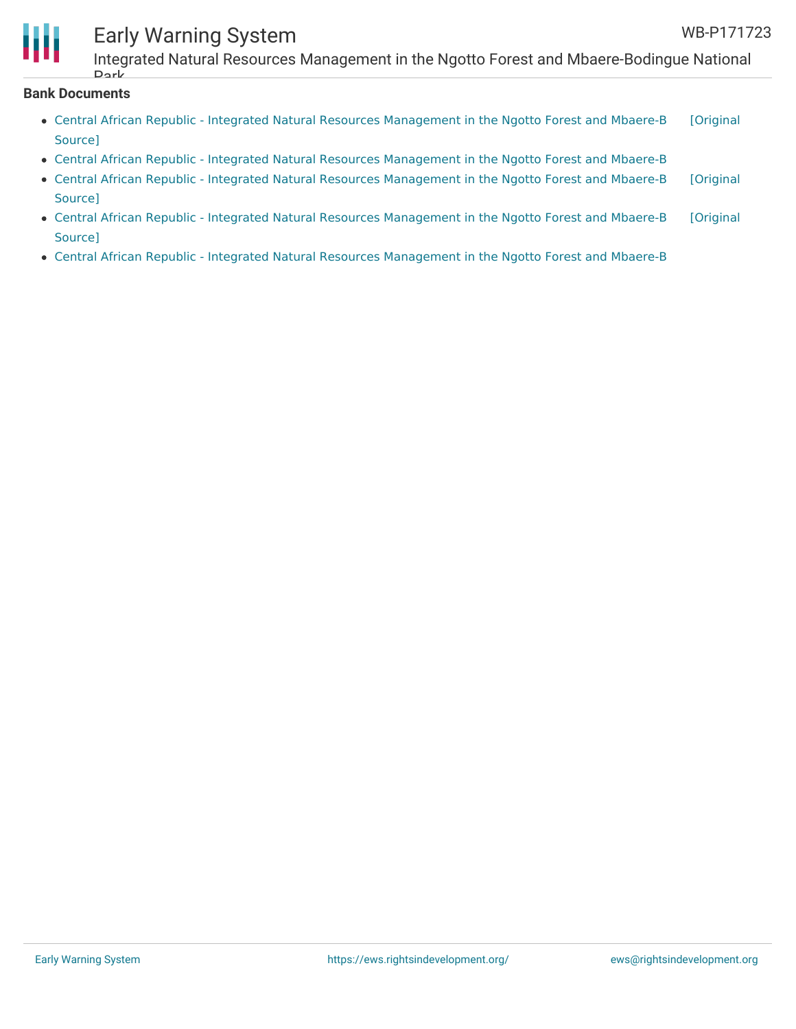**Bank Documents**

- Central African Republic - Integrated Natural Resources Management in the Ngotto Forest and Mbaere-B [Original Source]
- Central African Republic - Integrated Natural Resources Management in the Ngotto Forest and Mbaere-B
- Central African Republic - Integrated Natural Resources Management in the Ngotto Forest and Mbaere-B [Original Source]
- Central African Republic - Integrated Natural Resources Management in the Ngotto Forest and Mbaere-B [Original Source]
- Central African Republic - Integrated Natural Resources Management in the Ngotto Forest and Mbaere-B